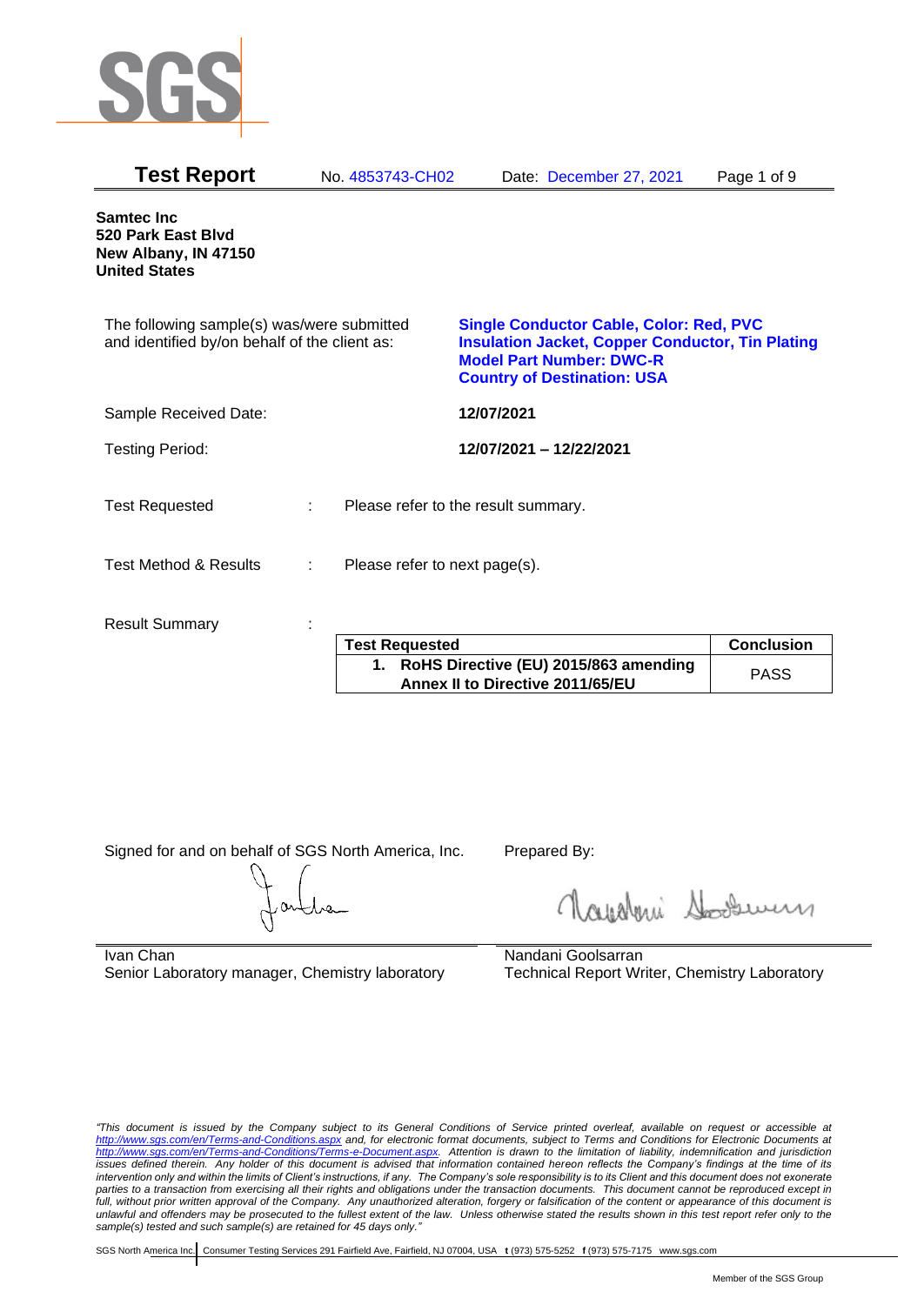# Test Report

No. 4853743-CH02 Date: December 27, 2021

**Samtec Inc**
**520 Park East Blvd**
**New Albany, IN 47150**
**United States**

The following sample(s) was/were submitted and identified by/on behalf of the client as:

**Single Conductor Cable, Color: Red, PVC Insulation Jacket, Copper Conductor, Tin Plating**
**Model Part Number: DWC-R**
**Country of Destination: USA**

Sample Received Date: **12/07/2021**

Testing Period: **12/07/2021 – 12/22/2021**

Test Requested : Please refer to the result summary.

Test Method & Results : Please refer to next page(s).

Result Summary :

| Test Requested | Conclusion |
| --- | --- |
| 1. RoHS Directive (EU) 2015/863 amending Annex II to Directive 2011/65/EU | PASS |

Signed for and on behalf of SGS North America, Inc.

Ivan Chan
Senior Laboratory manager, Chemistry laboratory

Prepared By:

Nandani Goolsarran
Technical Report Writer, Chemistry Laboratory

*"This document is issued by the Company subject to its General Conditions of Service printed overleaf, available on request or accessible at http://www.sgs.com/en/Terms-and-Conditions.aspx and, for electronic format documents, subject to Terms and Conditions for Electronic Documents at http://www.sgs.com/en/Terms-and-Conditions/Terms-e-Document.aspx. Attention is drawn to the limitation of liability, indemnification and jurisdiction issues defined therein. Any holder of this document is advised that information contained hereon reflects the Company's findings at the time of its intervention only and within the limits of Client's instructions, if any. The Company's sole responsibility is to its Client and this document does not exonerate parties to a transaction from exercising all their rights and obligations under the transaction documents. This document cannot be reproduced except in full, without prior written approval of the Company. Any unauthorized alteration, forgery or falsification of the content or appearance of this document is unlawful and offenders may be prosecuted to the fullest extent of the law. Unless otherwise stated the results shown in this test report refer only to the sample(s) tested and such sample(s) are retained for 45 days only."*

SGS North America Inc. | Consumer Testing Services 291 Fairfield Ave, Fairfield, NJ 07004, USA t (973) 575-5252 f (973) 575-7175 www.sgs.com

Member of the SGS Group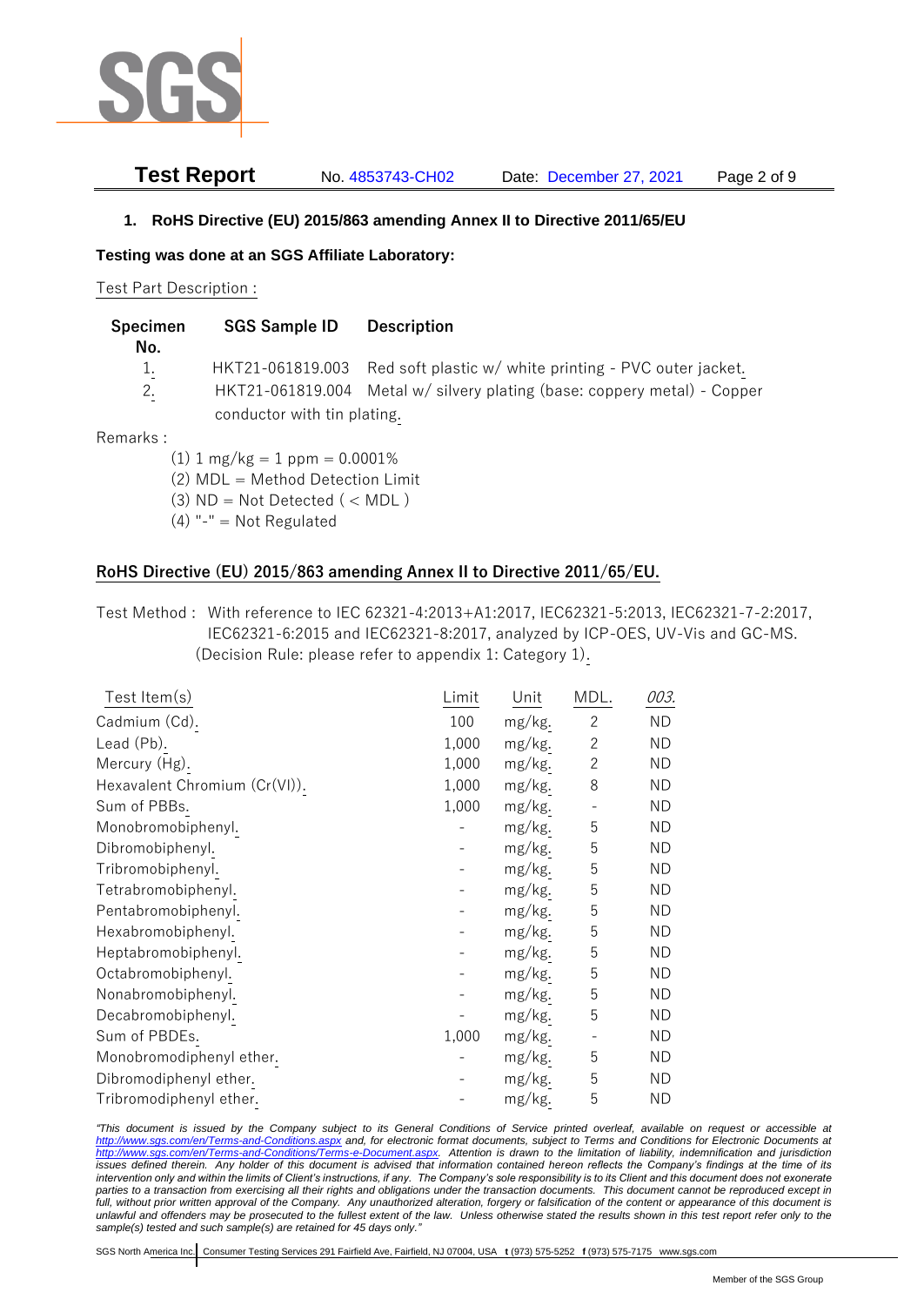## 1. RoHS Directive (EU) 2015/863 amending Annex II to Directive 2011/65/EU

**Testing was done at an SGS Affiliate Laboratory:**

Test Part Description :

| Specimen No. | SGS Sample ID | Description |
|---|---|---|
| 1. | HKT21-061819.003 | Red soft plastic w/ white printing - PVC outer jacket. |
| 2. | HKT21-061819.004 | Metal w/ silvery plating (base: coppery metal) - Copper conductor with tin plating. |

Remarks :

(1) 1 mg/kg = 1 ppm = 0.0001%
(2) MDL = Method Detection Limit
(3) ND = Not Detected ( < MDL )
(4) "-" = Not Regulated

### RoHS Directive (EU) 2015/863 amending Annex II to Directive 2011/65/EU.

Test Method : With reference to IEC 62321-4:2013+A1:2017, IEC62321-5:2013, IEC62321-7-2:2017, IEC62321-6:2015 and IEC62321-8:2017, analyzed by ICP-OES, UV-Vis and GC-MS. (Decision Rule: please refer to appendix 1: Category 1).

| Test Item(s) | Limit | Unit | MDL. | *003.* |
|---|---|---|---|---|
| Cadmium (Cd). | 100 | mg/kg. | 2 | ND |
| Lead (Pb). | 1,000 | mg/kg. | 2 | ND |
| Mercury (Hg). | 1,000 | mg/kg. | 2 | ND |
| Hexavalent Chromium (Cr(VI)). | 1,000 | mg/kg. | 8 | ND |
| Sum of PBBs. | 1,000 | mg/kg. | - | ND |
| Monobromobiphenyl. | - | mg/kg. | 5 | ND |
| Dibromobiphenyl. | - | mg/kg. | 5 | ND |
| Tribromobiphenyl. | - | mg/kg. | 5 | ND |
| Tetrabromobiphenyl. | - | mg/kg. | 5 | ND |
| Pentabromobiphenyl. | - | mg/kg. | 5 | ND |
| Hexabromobiphenyl. | - | mg/kg. | 5 | ND |
| Heptabromobiphenyl. | - | mg/kg. | 5 | ND |
| Octabromobiphenyl. | - | mg/kg. | 5 | ND |
| Nonabromobiphenyl. | - | mg/kg. | 5 | ND |
| Decabromobiphenyl. | - | mg/kg. | 5 | ND |
| Sum of PBDEs. | 1,000 | mg/kg. | - | ND |
| Monobromodiphenyl ether. | - | mg/kg. | 5 | ND |
| Dibromodiphenyl ether. | - | mg/kg. | 5 | ND |
| Tribromodiphenyl ether. | - | mg/kg. | 5 | ND |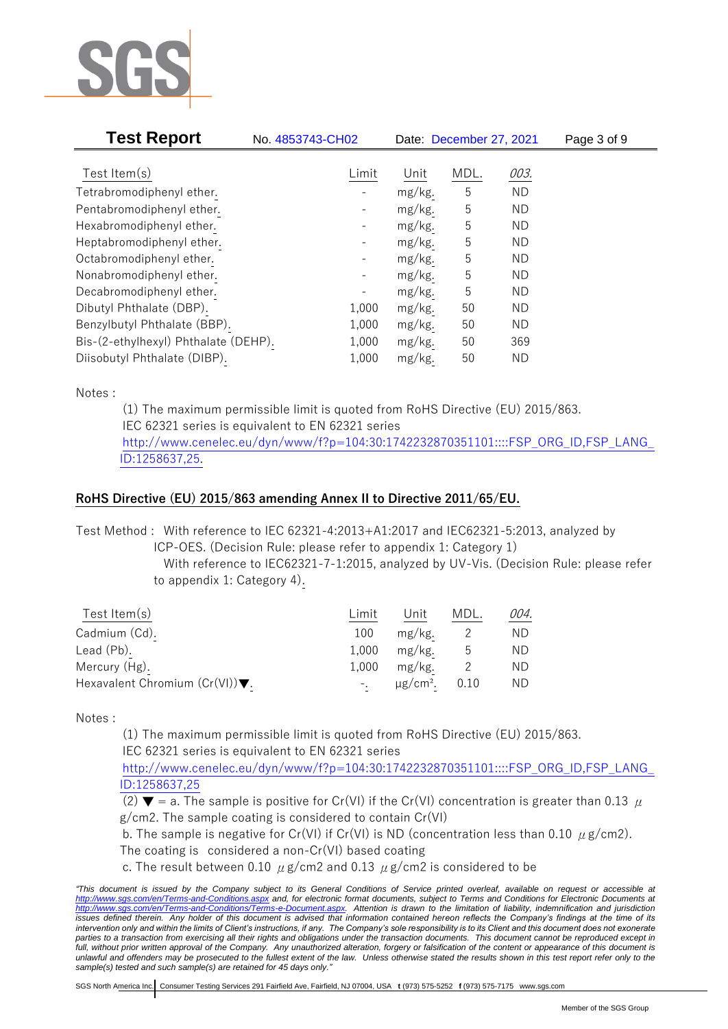| Test Item(s) | Limit | Unit | MDL. | *003.* |
|---|---|---|---|---|
| Tetrabromodiphenyl ether. | - | mg/kg. | 5 | ND |
| Pentabromodiphenyl ether. | - | mg/kg. | 5 | ND |
| Hexabromodiphenyl ether. | - | mg/kg. | 5 | ND |
| Heptabromodiphenyl ether. | - | mg/kg. | 5 | ND |
| Octabromodiphenyl ether. | - | mg/kg. | 5 | ND |
| Nonabromodiphenyl ether. | - | mg/kg. | 5 | ND |
| Decabromodiphenyl ether. | - | mg/kg. | 5 | ND |
| Dibutyl Phthalate (DBP). | 1,000 | mg/kg. | 50 | ND |
| Benzylbutyl Phthalate (BBP). | 1,000 | mg/kg. | 50 | ND |
| Bis-(2-ethylhexyl) Phthalate (DEHP). | 1,000 | mg/kg. | 50 | 369 |
| Diisobutyl Phthalate (DIBP). | 1,000 | mg/kg. | 50 | ND |

Notes :

(1) The maximum permissible limit is quoted from RoHS Directive (EU) 2015/863.
IEC 62321 series is equivalent to EN 62321 series
http://www.cenelec.eu/dyn/www/f?p=104:30:1742232870351101::::FSP_ORG_ID,FSP_LANG_ID:1258637,25.

## RoHS Directive (EU) 2015/863 amending Annex II to Directive 2011/65/EU.

Test Method : With reference to IEC 62321-4:2013+A1:2017 and IEC62321-5:2013, analyzed by ICP-OES. (Decision Rule: please refer to appendix 1: Category 1)
With reference to IEC62321-7-1:2015, analyzed by UV-Vis. (Decision Rule: please refer to appendix 1: Category 4).

| Test Item(s) | Limit | Unit | MDL. | *004.* |
|---|---|---|---|---|
| Cadmium (Cd). | 100 | mg/kg. | 2 | ND |
| Lead (Pb). | 1,000 | mg/kg. | 5 | ND |
| Mercury (Hg). | 1,000 | mg/kg. | 2 | ND |
| Hexavalent Chromium (Cr(VI))▼. | -. | μg/cm². | 0.10 | ND |

Notes :

(1) The maximum permissible limit is quoted from RoHS Directive (EU) 2015/863.
IEC 62321 series is equivalent to EN 62321 series
http://www.cenelec.eu/dyn/www/f?p=104:30:1742232870351101::::FSP_ORG_ID,FSP_LANG_ID:1258637,25

(2) ▼ = a. The sample is positive for Cr(VI) if the Cr(VI) concentration is greater than 0.13 μg/cm2. The sample coating is considered to contain Cr(VI)

b. The sample is negative for Cr(VI) if Cr(VI) is ND (concentration less than 0.10 μg/cm2). The coating is considered a non-Cr(VI) based coating

c. The result between 0.10 μg/cm2 and 0.13 μg/cm2 is considered to be

*"This document is issued by the Company subject to its General Conditions of Service printed overleaf, available on request or accessible at http://www.sgs.com/en/Terms-and-Conditions.aspx and, for electronic format documents, subject to Terms and Conditions for Electronic Documents at http://www.sgs.com/en/Terms-and-Conditions/Terms-e-Document.aspx. Attention is drawn to the limitation of liability, indemnification and jurisdiction issues defined therein. Any holder of this document is advised that information contained hereon reflects the Company's findings at the time of its intervention only and within the limits of Client's instructions, if any. The Company's sole responsibility is to its Client and this document does not exonerate parties to a transaction from exercising all their rights and obligations under the transaction documents. This document cannot be reproduced except in full, without prior written approval of the Company. Any unauthorized alteration, forgery or falsification of the content or appearance of this document is unlawful and offenders may be prosecuted to the fullest extent of the law. Unless otherwise stated the results shown in this test report refer only to the sample(s) tested and such sample(s) are retained for 45 days only."*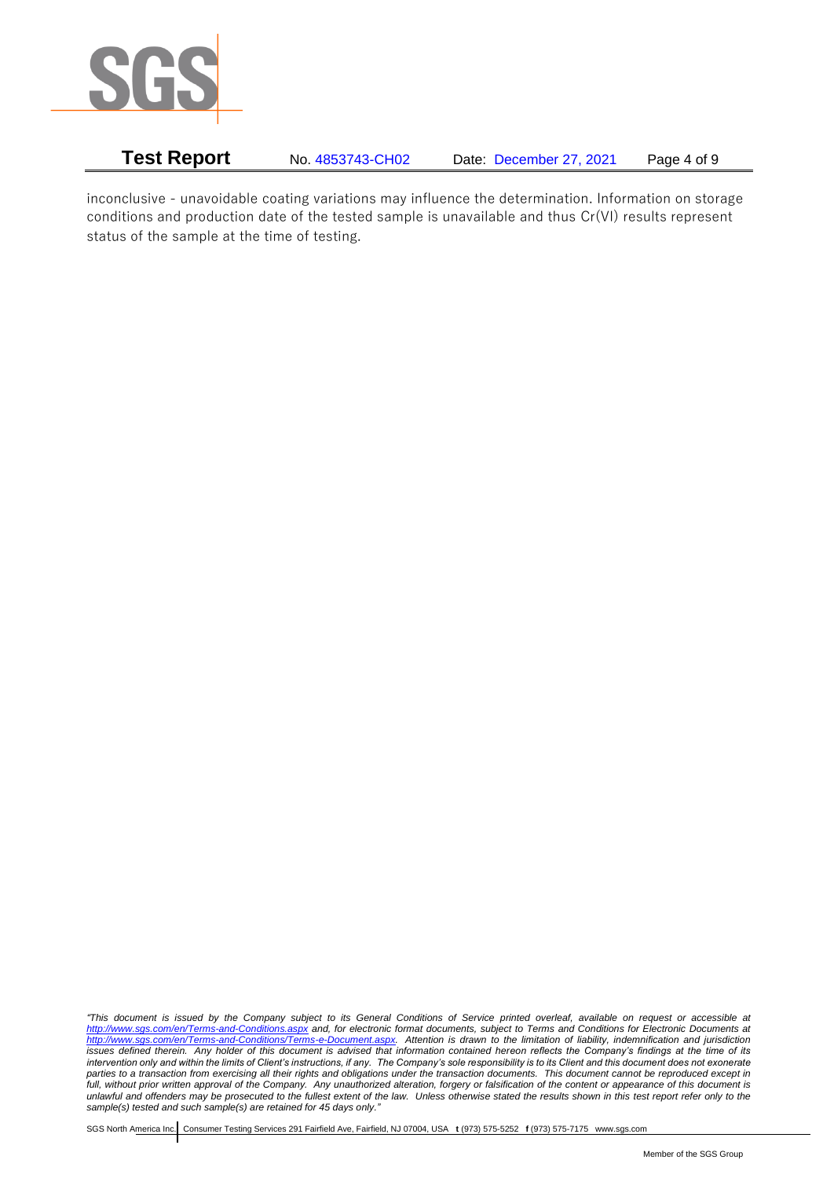inconclusive - unavoidable coating variations may influence the determination. Information on storage conditions and production date of the tested sample is unavailable and thus Cr(VI) results represent status of the sample at the time of testing.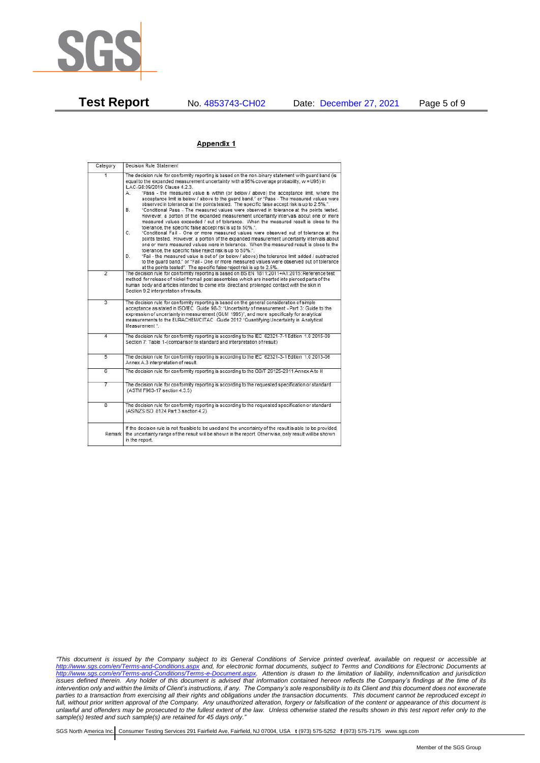## Appendix 1

| Category | Decision Rule Statement |
|---|---|
| 1 | The decision rule for conformity reporting is based on the non-binary statement with guard band (is equal to the expanded measurement uncertainty with a 95% coverage probability, w = U95) in ILAC-G8:09/2019 Clause 4.2.3.<br>A. "Pass - the measured value is within (or below / above) the acceptance limit, where the acceptance limit is below / above to the guard band." or "Pass - The measured values were observed in tolerance at the points tested. The specific false accept risk is up to 2.5%.".<br>B. "Conditional Pass - The measured values were observed in tolerance at the points tested. However, a portion of the expanded measurement uncertainty intervals about one or more measured values exceeded / out of tolerance. When the measured result is close to the tolerance, the specific false accept risk is up to 50%.".<br>C. "Conditional Fail - One or more measured values were observed out of tolerance at the points tested. However, a portion of the expanded measurement uncertainty intervals about one or more measured values were in tolerance. When the measured result is close to the tolerance, the specific false reject risk is up to 50%.".<br>D. "Fail - the measured value is out of (or below / above) the tolerance limit added / subtracted to the guard band." or "Fail - One or more measured values were observed out of tolerance at the points tested". The specific false reject risk is up to 2.5%. |
| 2 | The decision rule for conformity reporting is based on BS EN 1811:2011+A1:2015: Reference test method for release of nickel from all post assemblies which are inserted into pierced parts of the human body and articles intended to come into direct and prolonged contact with the skin in Section 9.2 interpretation of results. |
| 3 | The decision rule for conformity reporting is based on the general consideration of simple acceptance as stated in ISO/IEC Guide 98-3: "Uncertainty of measurement - Part 3: Guide to the expression of uncertainty in measurement (GUM 1995)", and more specifically for analytical measurements to the EURACHEM/CITAC Guide 2012 "Quantifying Uncertainty in Analytical Measurement ". |
| 4 | The decision rule for conformity reporting is according to the IEC 62321-7-1 Edition 1.0 2015-09 Section 7: Table 1-(comparison to standard and interpretation of result) |
| 5 | The decision rule for conformity reporting is according to the IEC 62321-3-1 Edition 1.0 2013-06 Annex A.3 interpretation of result. |
| 6 | The decision rule for conformity reporting is according to the GB/T 26125-2011 Annex A to H |
| 7 | The decision rule for conformity reporting is according to the requested specification or standard (ASTM F963-17 section 4.3.5) |
| 8 | The decision rule for conformity reporting is according to the requested specification or standard (AS/NZS ISO 8124 Part 3 section 4.2) |
| Remark | If the decision rule is not feasible to be used and the uncertainty of the result is able to be provided, the uncertainty range of the result will be shown in the report. Otherwise, only result will be shown in the report. |

*"This document is issued by the Company subject to its General Conditions of Service printed overleaf, available on request or accessible at http://www.sgs.com/en/Terms-and-Conditions.aspx and, for electronic format documents, subject to Terms and Conditions for Electronic Documents at http://www.sgs.com/en/Terms-and-Conditions/Terms-e-Document.aspx. Attention is drawn to the limitation of liability, indemnification and jurisdiction issues defined therein. Any holder of this document is advised that information contained hereon reflects the Company's findings at the time of its intervention only and within the limits of Client's instructions, if any. The Company's sole responsibility is to its Client and this document does not exonerate parties to a transaction from exercising all their rights and obligations under the transaction documents. This document cannot be reproduced except in full, without prior written approval of the Company. Any unauthorized alteration, forgery or falsification of the content or appearance of this document is unlawful and offenders may be prosecuted to the fullest extent of the law. Unless otherwise stated the results shown in this test report refer only to the sample(s) tested and such sample(s) are retained for 45 days only."*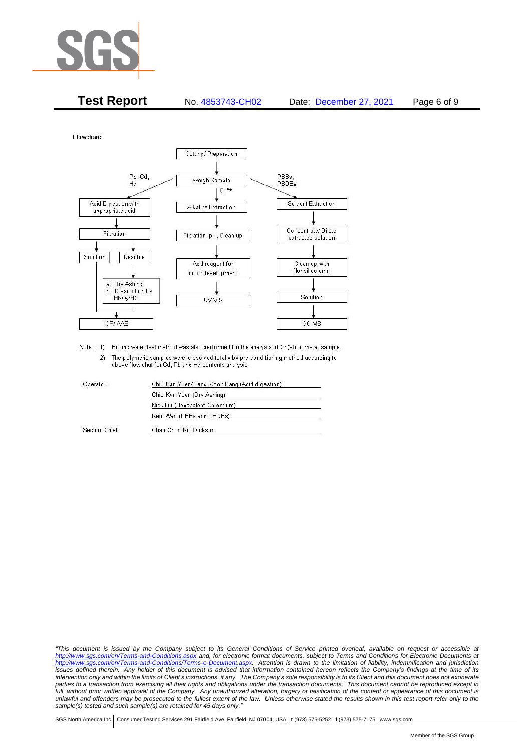**Flowchart:**

- Cutting/ Preparation → Weigh Sample
  - Pb, Cd, Hg: Acid Digestion with appropriate acid → Filtration → Solution / Residue
    - Residue → a. Dry Ashing b. Dissolution by $HNO_3$/HCl → ICP/ AAS
    - Solution → ICP/ AAS
  - $Cr^{6+}$: Alkaline Extraction → Filtration, pH, Clean-up → Add reagent for color development → UV-VIS
  - PBBs, PBDEs: Solvent Extraction → Concentrate/ Dilute extracted solution → Clean-up with florisil column → Solution → GC-MS

Note : 1) Boiling water test method was also performed for the analysis of Cr (VI) in metal sample.

2) The polymeric samples were dissolved totally by pre-conditioning method according to above flow chat for Cd, Pb and Hg contents analysis.

Operator: Chiu Kan Yuen/ Tang Koon Pang (Acid digestion)
Chiu Kan Yuen (Dry Ashing)
Nick Liu (Hexavalent Chromium)
Kent Wan (PBBs and PBDEs)

Section Chief : Chan Chun Kit, Dickson

*"This document is issued by the Company subject to its General Conditions of Service printed overleaf, available on request or accessible at http://www.sgs.com/en/Terms-and-Conditions.aspx and, for electronic format documents, subject to Terms and Conditions for Electronic Documents at http://www.sgs.com/en/Terms-and-Conditions/Terms-e-Document.aspx. Attention is drawn to the limitation of liability, indemnification and jurisdiction issues defined therein. Any holder of this document is advised that information contained hereon reflects the Company's findings at the time of its intervention only and within the limits of Client's instructions, if any. The Company's sole responsibility is to its Client and this document does not exonerate parties to a transaction from exercising all their rights and obligations under the transaction documents. This document cannot be reproduced except in full, without prior written approval of the Company. Any unauthorized alteration, forgery or falsification of the content or appearance of this document is unlawful and offenders may be prosecuted to the fullest extent of the law. Unless otherwise stated the results shown in this test report refer only to the sample(s) tested and such sample(s) are retained for 45 days only."*

SGS North America Inc. | Consumer Testing Services 291 Fairfield Ave, Fairfield, NJ 07004, USA **t** (973) 575-5252 **f** (973) 575-7175 www.sgs.com

Member of the SGS Group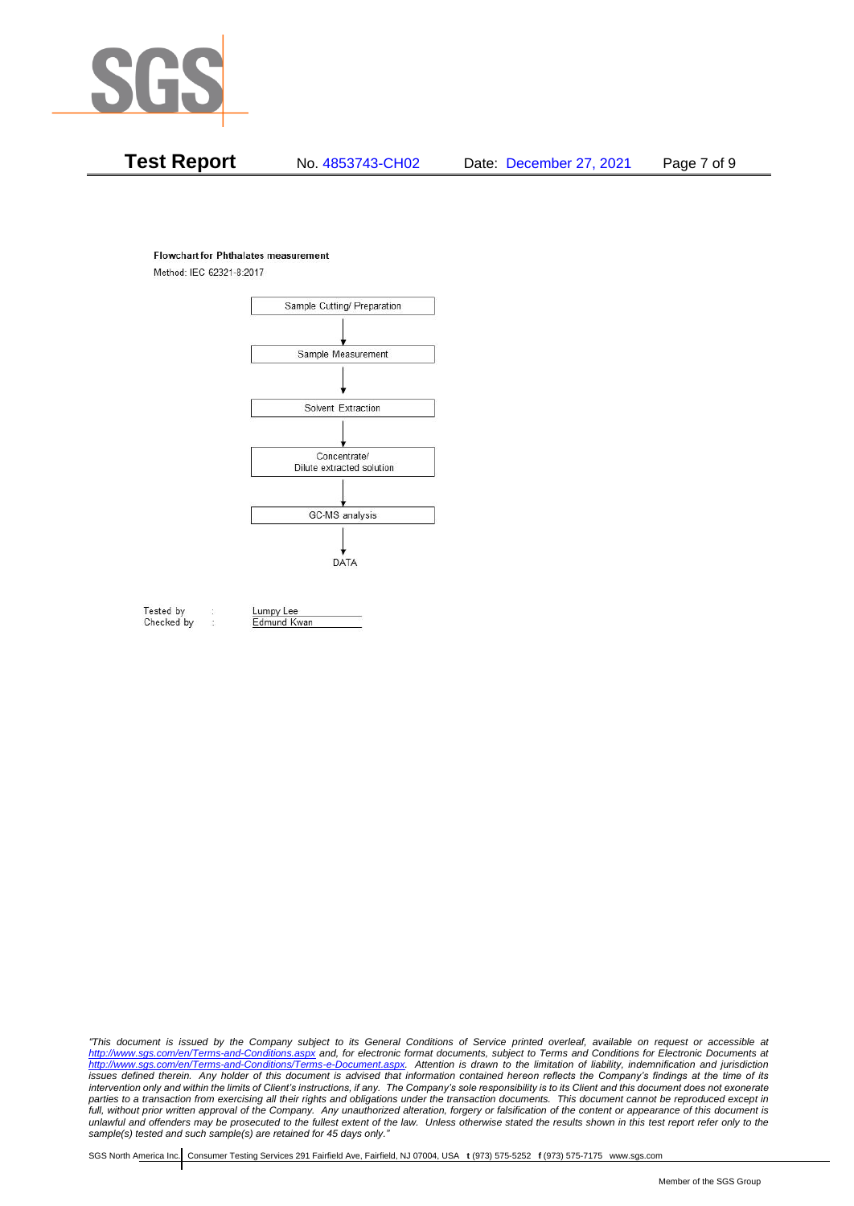**Flowchart for Phthalates measurement**

Method: IEC 62321-8:2017

Sample Cutting/ Preparation

↓

Sample Measurement

↓

Solvent Extraction

↓

Concentrate/
Dilute extracted solution

↓

GC-MS analysis

↓

DATA

Tested by : Lumpy Lee
Checked by : Edmund Kwan

*"This document is issued by the Company subject to its General Conditions of Service printed overleaf, available on request or accessible at http://www.sgs.com/en/Terms-and-Conditions.aspx and, for electronic format documents, subject to Terms and Conditions for Electronic Documents at http://www.sgs.com/en/Terms-and-Conditions/Terms-e-Document.aspx. Attention is drawn to the limitation of liability, indemnification and jurisdiction issues defined therein. Any holder of this document is advised that information contained hereon reflects the Company's findings at the time of its intervention only and within the limits of Client's instructions, if any. The Company's sole responsibility is to its Client and this document does not exonerate parties to a transaction from exercising all their rights and obligations under the transaction documents. This document cannot be reproduced except in full, without prior written approval of the Company. Any unauthorized alteration, forgery or falsification of the content or appearance of this document is unlawful and offenders may be prosecuted to the fullest extent of the law. Unless otherwise stated the results shown in this test report refer only to the sample(s) tested and such sample(s) are retained for 45 days only."*

SGS North America Inc. | Consumer Testing Services 291 Fairfield Ave, Fairfield, NJ 07004, USA **t** (973) 575-5252 **f** (973) 575-7175 www.sgs.com

Member of the SGS Group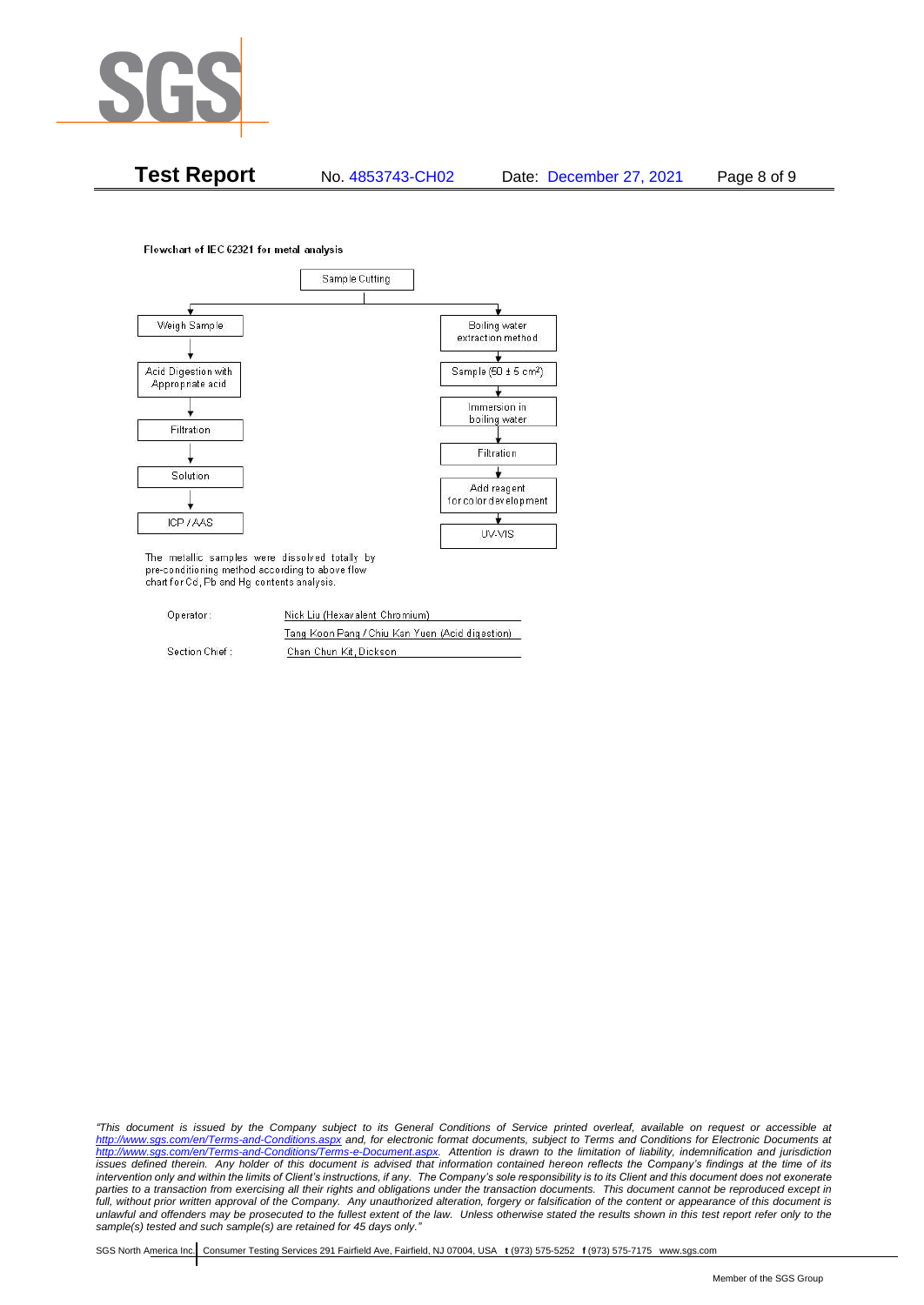**Test Report** No. 4853743-CH02 Date: December 27, 2021

**Flowchart of IEC 62321 for metal analysis**

Sample Cutting

- Weigh Sample → Acid Digestion with Appropriate acid → Filtration → Solution → ICP / AAS
- Boiling water extraction method → Sample (50 ± 5 cm²) → Immersion in boiling water → Filtration → Add reagent for color development → UV-VIS

The metallic samples were dissolved totally by pre-conditioning method according to above flow chart for Cd, Pb and Hg contents analysis.

| | |
|---|---|
| Operator: | Nick Liu (Hexavalent Chromium) |
| | Tang Koon Pang / Chiu Kan Yuen (Acid digestion) |
| Section Chief: | Chan Chun Kit, Dickson |

*"This document is issued by the Company subject to its General Conditions of Service printed overleaf, available on request or accessible at http://www.sgs.com/en/Terms-and-Conditions.aspx and, for electronic format documents, subject to Terms and Conditions for Electronic Documents at http://www.sgs.com/en/Terms-and-Conditions/Terms-e-Document.aspx. Attention is drawn to the limitation of liability, indemnification and jurisdiction issues defined therein. Any holder of this document is advised that information contained hereon reflects the Company's findings at the time of its intervention only and within the limits of Client's instructions, if any. The Company's sole responsibility is to its Client and this document does not exonerate parties to a transaction from exercising all their rights and obligations under the transaction documents. This document cannot be reproduced except in full, without prior written approval of the Company. Any unauthorized alteration, forgery or falsification of the content or appearance of this document is unlawful and offenders may be prosecuted to the fullest extent of the law. Unless otherwise stated the results shown in this test report refer only to the sample(s) tested and such sample(s) are retained for 45 days only."*

SGS North America Inc. Consumer Testing Services 291 Fairfield Ave, Fairfield, NJ 07004, USA t (973) 575-5252 f (973) 575-7175 www.sgs.com

Member of the SGS Group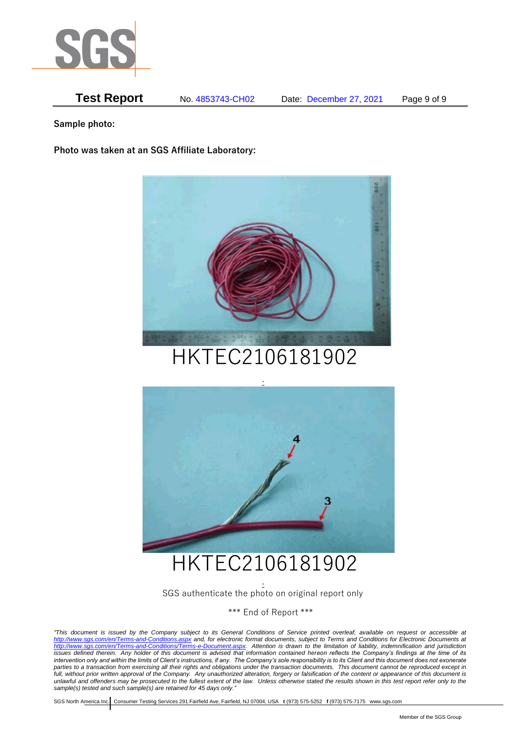**Sample photo:**

**Photo was taken at an SGS Affiliate Laboratory:**

HKTEC2106181902

HKTEC2106181902

SGS authenticate the photo on original report only

\*\*\* End of Report \*\*\*

*"This document is issued by the Company subject to its General Conditions of Service printed overleaf, available on request or accessible at http://www.sgs.com/en/Terms-and-Conditions.aspx and, for electronic format documents, subject to Terms and Conditions for Electronic Documents at http://www.sgs.com/en/Terms-and-Conditions/Terms-e-Document.aspx. Attention is drawn to the limitation of liability, indemnification and jurisdiction issues defined therein. Any holder of this document is advised that information contained hereon reflects the Company's findings at the time of its intervention only and within the limits of Client's instructions, if any. The Company's sole responsibility is to its Client and this document does not exonerate parties to a transaction from exercising all their rights and obligations under the transaction documents. This document cannot be reproduced except in full, without prior written approval of the Company. Any unauthorized alteration, forgery or falsification of the content or appearance of this document is unlawful and offenders may be prosecuted to the fullest extent of the law. Unless otherwise stated the results shown in this test report refer only to the sample(s) tested and such sample(s) are retained for 45 days only."*